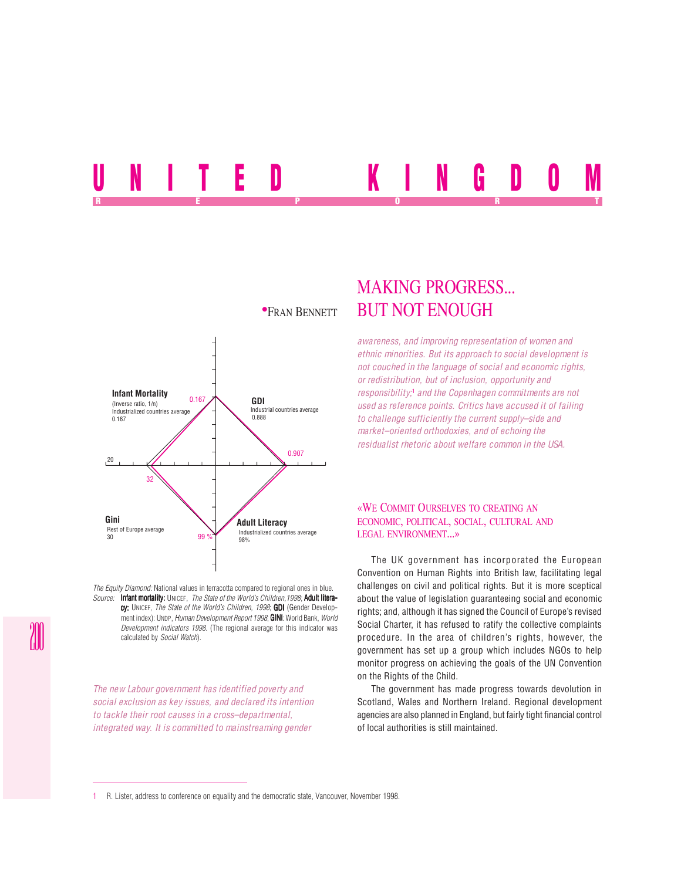# UNITED KINGDOM

REPORT

•FRAN BENNETT

# MAKING PROGRESS... BUT NOT ENOUGH

Infant Mortality
(Inverse ratio, 1/n)
Industrialized countries average
0.167

0.167

GDI
Industrial countries average
0.888

0.907

20

32

Gini
Rest of Europe average
30

99 %

Adult Literacy
Industrialized countries average
98%

*The Equity Diamond:* National values in terracotta compared to regional ones in blue.
*Source:* **Infant mortality:** UNICEF, *The State of the World's Children,1998*; **Adult literacy:** UNICEF, *The State of the World's Children, 1998*; **GDI** (Gender Development index): UNDP, *Human Development Report 1998*; **GINI**: World Bank, *World Development indicators 1998.* (The regional average for this indicator was calculated by *Social Watch*).

*The new Labour government has identified poverty and social exclusion as key issues, and declared its intention to tackle their root causes in a cross–departmental, integrated way. It is committed to mainstreaming gender awareness, and improving representation of women and ethnic minorities. But its approach to social development is not couched in the language of social and economic rights, or redistribution, but of inclusion, opportunity and responsibility;[1] and the Copenhagen commitments are not used as reference points. Critics have accused it of failing to challenge sufficiently the current supply–side and market–oriented orthodoxies, and of echoing the residualist rhetoric about welfare common in the USA.*

## «WE COMMIT OURSELVES TO CREATING AN ECONOMIC, POLITICAL, SOCIAL, CULTURAL AND LEGAL ENVIRONMENT...»

The UK government has incorporated the European Convention on Human Rights into British law, facilitating legal challenges on civil and political rights. But it is more sceptical about the value of legislation guaranteeing social and economic rights; and, although it has signed the Council of Europe's revised Social Charter, it has refused to ratify the collective complaints procedure. In the area of children's rights, however, the government has set up a group which includes NGOs to help monitor progress on achieving the goals of the UN Convention on the Rights of the Child.

The government has made progress towards devolution in Scotland, Wales and Northern Ireland. Regional development agencies are also planned in England, but fairly tight financial control of local authorities is still maintained.

---

1 R. Lister, address to conference on equality and the democratic state, Vancouver, November 1998.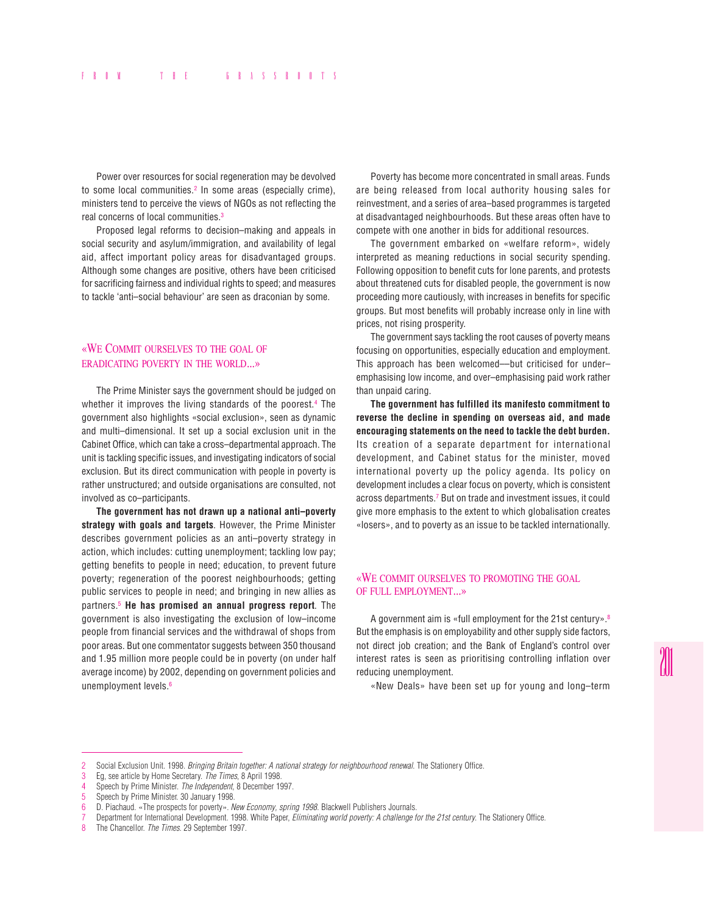Power over resources for social regeneration may be devolved to some local communities.[2] In some areas (especially crime), ministers tend to perceive the views of NGOs as not reflecting the real concerns of local communities.[3]

Proposed legal reforms to decision–making and appeals in social security and asylum/immigration, and availability of legal aid, affect important policy areas for disadvantaged groups. Although some changes are positive, others have been criticised for sacrificing fairness and individual rights to speed; and measures to tackle 'anti–social behaviour' are seen as draconian by some.

## «We commit ourselves to the goal of eradicating poverty in the world...»

The Prime Minister says the government should be judged on whether it improves the living standards of the poorest.[4] The government also highlights «social exclusion», seen as dynamic and multi–dimensional. It set up a social exclusion unit in the Cabinet Office, which can take a cross–departmental approach. The unit is tackling specific issues, and investigating indicators of social exclusion. But its direct communication with people in poverty is rather unstructured; and outside organisations are consulted, not involved as co–participants.

**The government has not drawn up a national anti–poverty strategy with goals and targets**. However, the Prime Minister describes government policies as an anti–poverty strategy in action, which includes: cutting unemployment; tackling low pay; getting benefits to people in need; education, to prevent future poverty; regeneration of the poorest neighbourhoods; getting public services to people in need; and bringing in new allies as partners.[5] **He has promised an annual progress report**. The government is also investigating the exclusion of low–income people from financial services and the withdrawal of shops from poor areas. But one commentator suggests between 350 thousand and 1.95 million more people could be in poverty (on under half average income) by 2002, depending on government policies and unemployment levels.[6]

Poverty has become more concentrated in small areas. Funds are being released from local authority housing sales for reinvestment, and a series of area–based programmes is targeted at disadvantaged neighbourhoods. But these areas often have to compete with one another in bids for additional resources.

The government embarked on «welfare reform», widely interpreted as meaning reductions in social security spending. Following opposition to benefit cuts for lone parents, and protests about threatened cuts for disabled people, the government is now proceeding more cautiously, with increases in benefits for specific groups. But most benefits will probably increase only in line with prices, not rising prosperity.

The government says tackling the root causes of poverty means focusing on opportunities, especially education and employment. This approach has been welcomed—but criticised for under–emphasising low income, and over–emphasising paid work rather than unpaid caring.

**The government has fulfilled its manifesto commitment to reverse the decline in spending on overseas aid, and made encouraging statements on the need to tackle the debt burden.** Its creation of a separate department for international development, and Cabinet status for the minister, moved international poverty up the policy agenda. Its policy on development includes a clear focus on poverty, which is consistent across departments.[7] But on trade and investment issues, it could give more emphasis to the extent to which globalisation creates «losers», and to poverty as an issue to be tackled internationally.

## «We commit ourselves to promoting the goal of full employment...»

A government aim is «full employment for the 21st century».[8] But the emphasis is on employability and other supply side factors, not direct job creation; and the Bank of England's control over interest rates is seen as prioritising controlling inflation over reducing unemployment.

«New Deals» have been set up for young and long–term

---

2 Social Exclusion Unit. 1998. *Bringing Britain together: A national strategy for neighbourhood renewal.* The Stationery Office.

3 Eg, see article by Home Secretary. *The Times*, 8 April 1998.

4 Speech by Prime Minister. *The Independent*, 8 December 1997.

5 Speech by Prime Minister. 30 January 1998.

6 D. Piachaud. «The prospects for poverty». *New Economy, spring 1998.* Blackwell Publishers Journals.

7 Department for International Development. 1998. White Paper, *Eliminating world poverty: A challenge for the 21st century.* The Stationery Office.

8 The Chancellor. *The Times.* 29 September 1997.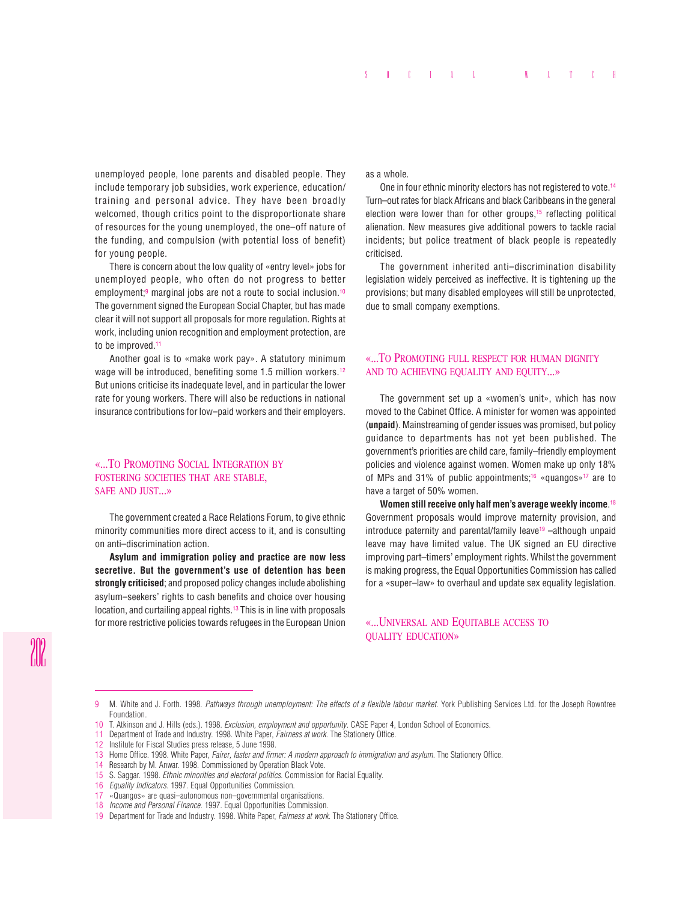unemployed people, lone parents and disabled people. They include temporary job subsidies, work experience, education/ training and personal advice. They have been broadly welcomed, though critics point to the disproportionate share of resources for the young unemployed, the one–off nature of the funding, and compulsion (with potential loss of benefit) for young people.

There is concern about the low quality of «entry level» jobs for unemployed people, who often do not progress to better employment;[9] marginal jobs are not a route to social inclusion.[10] The government signed the European Social Chapter, but has made clear it will not support all proposals for more regulation. Rights at work, including union recognition and employment protection, are to be improved.[11]

Another goal is to «make work pay». A statutory minimum wage will be introduced, benefiting some 1.5 million workers.[12] But unions criticise its inadequate level, and in particular the lower rate for young workers. There will also be reductions in national insurance contributions for low–paid workers and their employers.

## «...To Promoting Social Integration by fostering societies that are stable, safe and just...»

The government created a Race Relations Forum, to give ethnic minority communities more direct access to it, and is consulting on anti–discrimination action.

**Asylum and immigration policy and practice are now less secretive. But the government's use of detention has been strongly criticised**; and proposed policy changes include abolishing asylum–seekers' rights to cash benefits and choice over housing location, and curtailing appeal rights.[13] This is in line with proposals for more restrictive policies towards refugees in the European Union as a whole.

One in four ethnic minority electors has not registered to vote.[14] Turn–out rates for black Africans and black Caribbeans in the general election were lower than for other groups,[15] reflecting political alienation. New measures give additional powers to tackle racial incidents; but police treatment of black people is repeatedly criticised.

The government inherited anti–discrimination disability legislation widely perceived as ineffective. It is tightening up the provisions; but many disabled employees will still be unprotected, due to small company exemptions.

## «...To promoting full respect for human dignity and to achieving equality and equity...»

The government set up a «women's unit», which has now moved to the Cabinet Office. A minister for women was appointed (**unpaid**). Mainstreaming of gender issues was promised, but policy guidance to departments has not yet been published. The government's priorities are child care, family–friendly employment policies and violence against women. Women make up only 18% of MPs and 31% of public appointments;[16] «quangos»[17] are to have a target of 50% women.

**Women still receive only half men's average weekly income**.[18] Government proposals would improve maternity provision, and introduce paternity and parental/family leave[19] –although unpaid leave may have limited value. The UK signed an EU directive improving part–timers' employment rights. Whilst the government is making progress, the Equal Opportunities Commission has called for a «super–law» to overhaul and update sex equality legislation.

## «...Universal and Equitable access to quality education»

---

9 M. White and J. Forth. 1998. *Pathways through unemployment: The effects of a flexible labour market.* York Publishing Services Ltd. for the Joseph Rowntree Foundation.

10 T. Atkinson and J. Hills (eds.). 1998. *Exclusion, employment and opportunity.* CASE Paper 4, London School of Economics.

11 Department of Trade and Industry. 1998. White Paper, *Fairness at work.* The Stationery Office.

12 Institute for Fiscal Studies press release, 5 June 1998.

13 Home Office. 1998. White Paper, *Fairer, faster and firmer: A modern approach to immigration and asylum.* The Stationery Office.

14 Research by M. Anwar. 1998. Commissioned by Operation Black Vote.

15 S. Saggar. 1998. *Ethnic minorities and electoral politics.* Commission for Racial Equality.

16 *Equality Indicators.* 1997. Equal Opportunities Commission.

17 «Quangos» are quasi–autonomous non–governmental organisations.

18 *Income and Personal Finance.* 1997. Equal Opportunities Commission.

19 Department for Trade and Industry. 1998. White Paper, *Fairness at work.* The Stationery Office.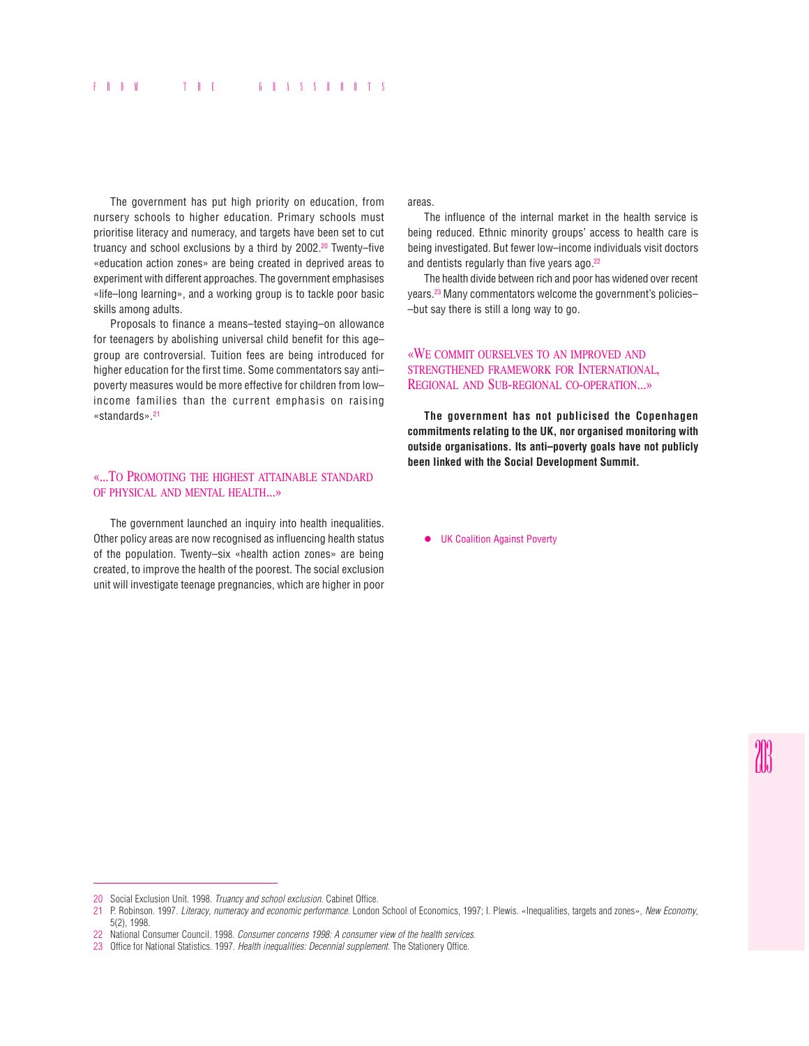The government has put high priority on education, from nursery schools to higher education. Primary schools must prioritise literacy and numeracy, and targets have been set to cut truancy and school exclusions by a third by 2002.[20] Twenty–five «education action zones» are being created in deprived areas to experiment with different approaches. The government emphasises «life–long learning», and a working group is to tackle poor basic skills among adults.

Proposals to finance a means–tested staying–on allowance for teenagers by abolishing universal child benefit for this age–group are controversial. Tuition fees are being introduced for higher education for the first time. Some commentators say anti–poverty measures would be more effective for children from low–income families than the current emphasis on raising «standards».[21]

## «...TO PROMOTING THE HIGHEST ATTAINABLE STANDARD OF PHYSICAL AND MENTAL HEALTH...»

The government launched an inquiry into health inequalities. Other policy areas are now recognised as influencing health status of the population. Twenty–six «health action zones» are being created, to improve the health of the poorest. The social exclusion unit will investigate teenage pregnancies, which are higher in poor areas.

The influence of the internal market in the health service is being reduced. Ethnic minority groups' access to health care is being investigated. But fewer low–income individuals visit doctors and dentists regularly than five years ago.[22]

The health divide between rich and poor has widened over recent years.[23] Many commentators welcome the government's policies–—but say there is still a long way to go.

## «WE COMMIT OURSELVES TO AN IMPROVED AND STRENGTHENED FRAMEWORK FOR INTERNATIONAL, REGIONAL AND SUB-REGIONAL CO-OPERATION...»

**The government has not publicised the Copenhagen commitments relating to the UK, nor organised monitoring with outside organisations. Its anti–poverty goals have not publicly been linked with the Social Development Summit.**

- UK Coalition Against Poverty

---

20 Social Exclusion Unit. 1998. *Truancy and school exclusion.* Cabinet Office.

21 P. Robinson. 1997. *Literacy, numeracy and economic performance.* London School of Economics, 1997; I. Plewis. «Inequalities, targets and zones», *New Economy*, 5(2), 1998.

22 National Consumer Council. 1998. *Consumer concerns 1998: A consumer view of the health services.*

23 Office for National Statistics. 1997. *Health inequalities: Decennial supplement.* The Stationery Office.